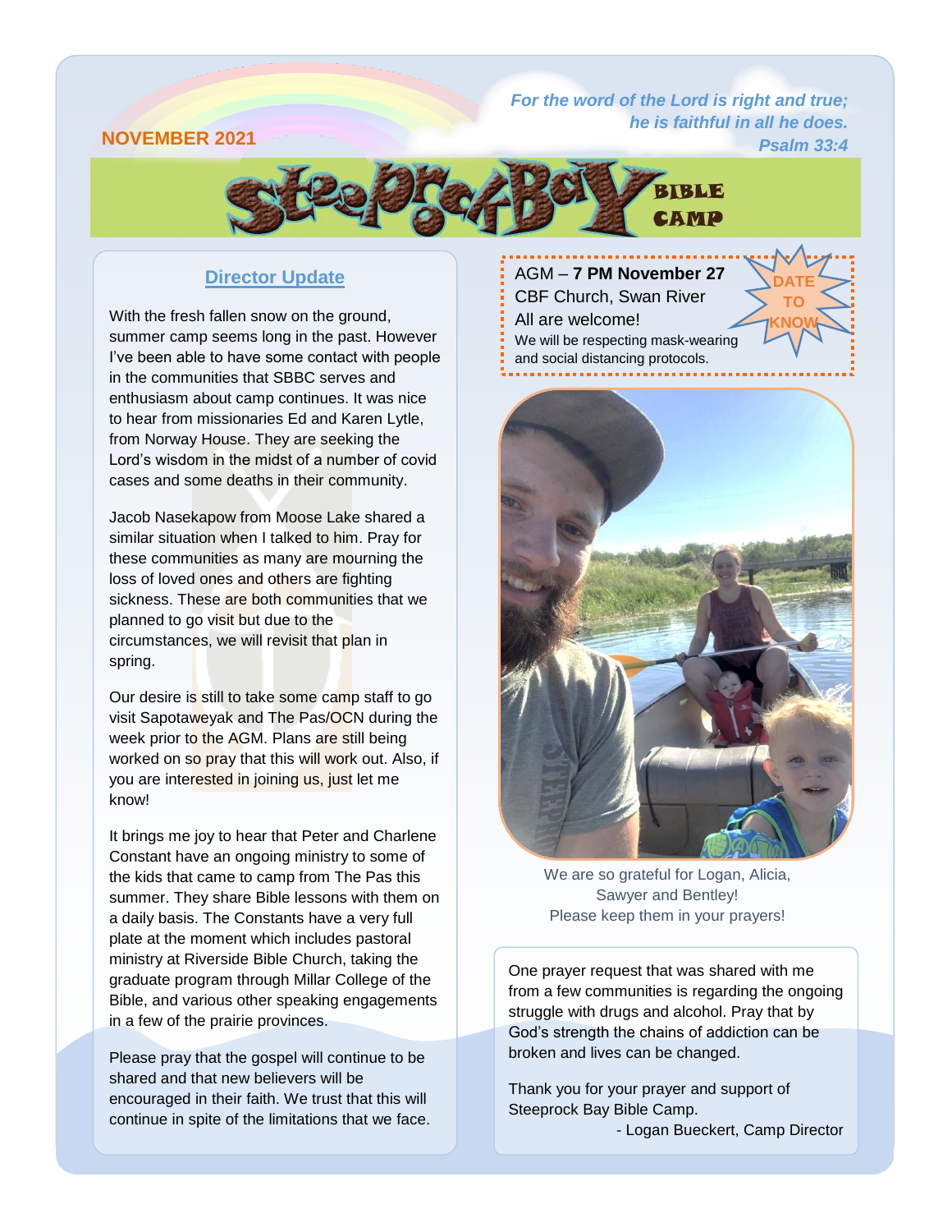NOVEMBER 2021

*For the word of the Lord is right and true;*
*he is faithful in all he does.*
*Psalm 33:4*

# Steeprock Bay Bible Camp

## Director Update

With the fresh fallen snow on the ground, summer camp seems long in the past. However I've been able to have some contact with people in the communities that SBBC serves and enthusiasm about camp continues. It was nice to hear from missionaries Ed and Karen Lytle, from Norway House. They are seeking the Lord's wisdom in the midst of a number of covid cases and some deaths in their community.

Jacob Nasekapow from Moose Lake shared a similar situation when I talked to him. Pray for these communities as many are mourning the loss of loved ones and others are fighting sickness. These are both communities that we planned to go visit but due to the circumstances, we will revisit that plan in spring.

Our desire is still to take some camp staff to go visit Sapotaweyak and The Pas/OCN during the week prior to the AGM. Plans are still being worked on so pray that this will work out. Also, if you are interested in joining us, just let me know!

It brings me joy to hear that Peter and Charlene Constant have an ongoing ministry to some of the kids that came to camp from The Pas this summer. They share Bible lessons with them on a daily basis. The Constants have a very full plate at the moment which includes pastoral ministry at Riverside Bible Church, taking the graduate program through Millar College of the Bible, and various other speaking engagements in a few of the prairie provinces.

Please pray that the gospel will continue to be shared and that new believers will be encouraged in their faith. We trust that this will continue in spite of the limitations that we face.

**DATE TO KNOW**

AGM – **7 PM November 27**
CBF Church, Swan River
All are welcome!
We will be respecting mask-wearing and social distancing protocols.

We are so grateful for Logan, Alicia, Sawyer and Bentley!
Please keep them in your prayers!

One prayer request that was shared with me from a few communities is regarding the ongoing struggle with drugs and alcohol. Pray that by God's strength the chains of addiction can be broken and lives can be changed.

Thank you for your prayer and support of Steeprock Bay Bible Camp.

- Logan Bueckert, Camp Director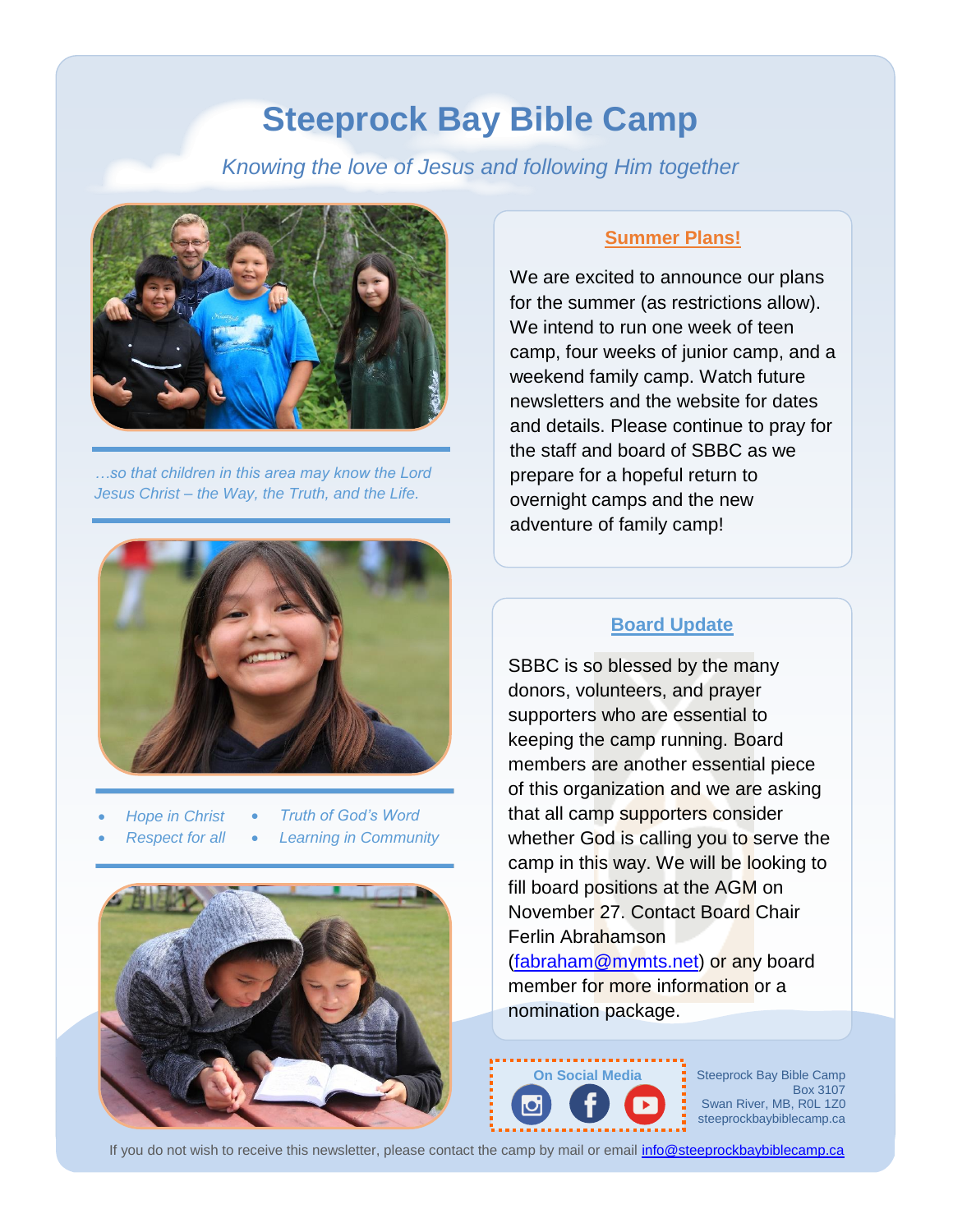# Steeprock Bay Bible Camp

*Knowing the love of Jesus and following Him together*

*…so that children in this area may know the Lord Jesus Christ – the Way, the Truth, and the Life.*

- *Hope in Christ*
- *Truth of God's Word*
- *Respect for all*
- *Learning in Community*

## Summer Plans!

We are excited to announce our plans for the summer (as restrictions allow). We intend to run one week of teen camp, four weeks of junior camp, and a weekend family camp. Watch future newsletters and the website for dates and details. Please continue to pray for the staff and board of SBBC as we prepare for a hopeful return to overnight camps and the new adventure of family camp!

## Board Update

SBBC is so blessed by the many donors, volunteers, and prayer supporters who are essential to keeping the camp running. Board members are another essential piece of this organization and we are asking that all camp supporters consider whether God is calling you to serve the camp in this way. We will be looking to fill board positions at the AGM on November 27. Contact Board Chair Ferlin Abrahamson (fabraham@mymts.net) or any board member for more information or a nomination package.

**On Social Media**

Steeprock Bay Bible Camp
Box 3107
Swan River, MB, R0L 1Z0
steeprockbaybiblecamp.ca

If you do not wish to receive this newsletter, please contact the camp by mail or email info@steeprockbaybiblecamp.ca